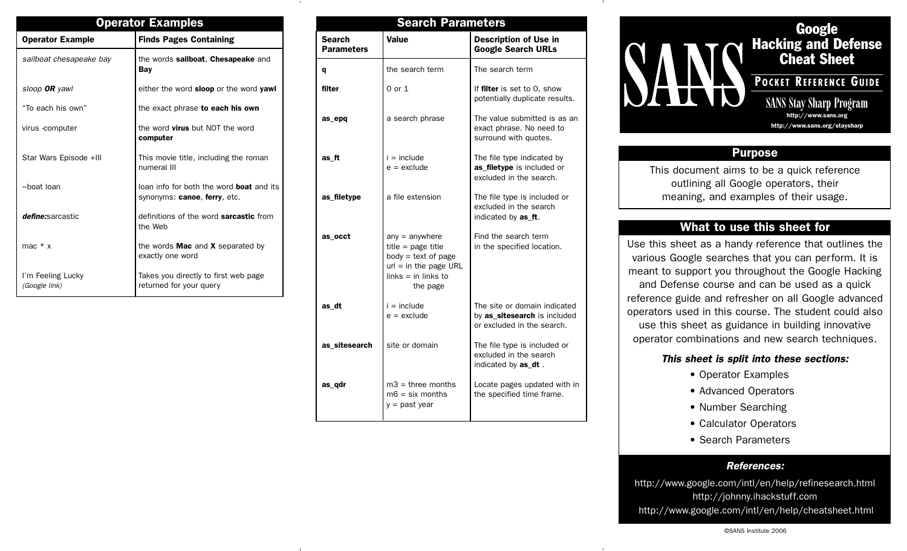## Operator Examples

| Operator Example | Finds Pages Containing |
|---|---|
| *sailboat chesapeake bay* | the words **sailboat**, **Chesapeake** and **Bay** |
| *sloop **OR** yawl* | either the word **sloop** or the word **yawl** |
| "To each his own" | the exact phrase **to each his own** |
| virus -computer | the word **virus** but NOT the word **computer** |
| Star Wars Episode +III | This movie title, including the roman numeral III |
| ~boat loan | loan info for both the word **boat** and its synonyms: **canoe**, **ferry**, etc. |
| ***define:***sarcastic | definitions of the word **sarcastic** from the Web |
| mac * x | the words **Mac** and **X** separated by exactly one word |
| I'm Feeling Lucky *(Google link)* | Takes you directly to first web page returned for your query |

## Search Parameters

| Search Parameters | Value | Description of Use in Google Search URLs |
|---|---|---|
| **q** | the search term | The search term |
| **filter** | 0 or 1 | If **filter** is set to 0, show potentially duplicate results. |
| **as_epq** | a search phrase | The value submitted is as an exact phrase. No need to surround with quotes. |
| **as_ft** | i = include<br>e = exclude | The file type indicated by **as_filetype** is included or excluded in the search. |
| **as_filetype** | a file extension | The file type is included or excluded in the search indicated by **as_ft**. |
| **as_occt** | any = anywhere<br>title = page title<br>body = text of page<br>url = in the page URL<br>links = in links to the page | Find the search term in the specified location. |
| **as_dt** | i = include<br>e = exclude | The site or domain indicated by **as_sitesearch** is included or excluded in the search. |
| **as_sitesearch** | site or domain | The file type is included or excluded in the search indicated by **as_dt** . |
| **as_qdr** | m3 = three months<br>m6 = six months<br>y = past year | Locate pages updated with in the specified time frame. |

# SANS Google Hacking and Defense Cheat Sheet

**POCKET REFERENCE GUIDE**

SANS Stay Sharp Program

http://www.sans.org

http://www.sans.org/staysharp

## Purpose

This document aims to be a quick reference outlining all Google operators, their meaning, and examples of their usage.

## What to use this sheet for

Use this sheet as a handy reference that outlines the various Google searches that you can perform. It is meant to support you throughout the Google Hacking and Defense course and can be used as a quick reference guide and refresher on all Google advanced operators used in this course. The student could also use this sheet as guidance in building innovative operator combinations and new search techniques.

***This sheet is split into these sections:***

- Operator Examples
- Advanced Operators
- Number Searching
- Calculator Operators
- Search Parameters

***References:***

http://www.google.com/intl/en/help/refinesearch.html

http://johnny.ihackstuff.com

http://www.google.com/intl/en/help/cheatsheet.html

©SANS Institute 2006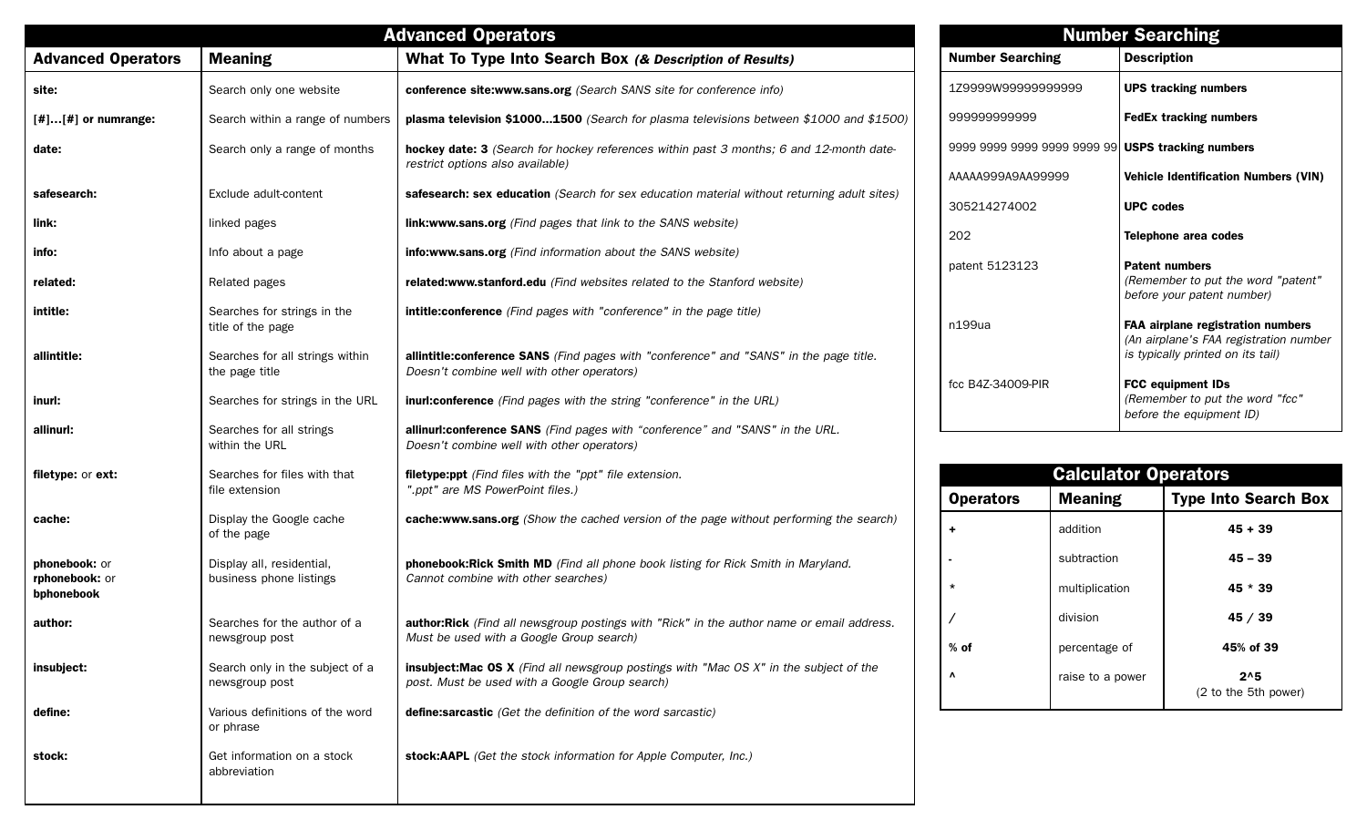## Advanced Operators

| Advanced Operators | Meaning | What To Type Into Search Box *(& Description of Results)* |
| --- | --- | --- |
| **site:** | Search only one website | **conference site:www.sans.org** *(Search SANS site for conference info)* |
| **[#]…[#] or numrange:** | Search within a range of numbers | **plasma television $1000…1500** *(Search for plasma televisions between $1000 and $1500)* |
| **date:** | Search only a range of months | **hockey date: 3** *(Search for hockey references within past 3 months; 6 and 12-month date-restrict options also available)* |
| **safesearch:** | Exclude adult-content | **safesearch: sex education** *(Search for sex education material without returning adult sites)* |
| **link:** | linked pages | **link:www.sans.org** *(Find pages that link to the SANS website)* |
| **info:** | Info about a page | **info:www.sans.org** *(Find information about the SANS website)* |
| **related:** | Related pages | **related:www.stanford.edu** *(Find websites related to the Stanford website)* |
| **intitle:** | Searches for strings in the title of the page | **intitle:conference** *(Find pages with "conference" in the page title)* |
| **allintitle:** | Searches for all strings within the page title | **allintitle:conference SANS** *(Find pages with "conference" and "SANS" in the page title. Doesn't combine well with other operators)* |
| **inurl:** | Searches for strings in the URL | **inurl:conference** *(Find pages with the string "conference" in the URL)* |
| **allinurl:** | Searches for all strings within the URL | **allinurl:conference SANS** *(Find pages with "conference" and "SANS" in the URL. Doesn't combine well with other operators)* |
| **filetype:** or **ext:** | Searches for files with that file extension | **filetype:ppt** *(Find files with the "ppt" file extension. ".ppt" are MS PowerPoint files.)* |
| **cache:** | Display the Google cache of the page | **cache:www.sans.org** *(Show the cached version of the page without performing the search)* |
| **phonebook:** or **rphonebook:** or **bphonebook** | Display all, residential, business phone listings | **phonebook:Rick Smith MD** *(Find all phone book listing for Rick Smith in Maryland. Cannot combine with other searches)* |
| **author:** | Searches for the author of a newsgroup post | **author:Rick** *(Find all newsgroup postings with "Rick" in the author name or email address. Must be used with a Google Group search)* |
| **insubject:** | Search only in the subject of a newsgroup post | **insubject:Mac OS X** *(Find all newsgroup postings with "Mac OS X" in the subject of the post. Must be used with a Google Group search)* |
| **define:** | Various definitions of the word or phrase | **define:sarcastic** *(Get the definition of the word sarcastic)* |
| **stock:** | Get information on a stock abbreviation | **stock:AAPL** *(Get the stock information for Apple Computer, Inc.)* |

## Number Searching

| Number Searching | Description |
| --- | --- |
| 1Z9999W99999999999 | **UPS tracking numbers** |
| 999999999999 | **FedEx tracking numbers** |
| 9999 9999 9999 9999 9999 99 | **USPS tracking numbers** |
| AAAAA999A9AA99999 | **Vehicle Identification Numbers (VIN)** |
| 305214274002 | **UPC codes** |
| 202 | **Telephone area codes** |
| patent 5123123 | **Patent numbers** *(Remember to put the word "patent" before your patent number)* |
| n199ua | **FAA airplane registration numbers** *(An airplane's FAA registration number is typically printed on its tail)* |
| fcc B4Z-34009-PIR | **FCC equipment IDs** *(Remember to put the word "fcc" before the equipment ID)* |

## Calculator Operators

| Operators | Meaning | Type Into Search Box |
| --- | --- | --- |
| **+** | addition | **45 + 39** |
| **-** | subtraction | **45 – 39** |
| **\*** | multiplication | **45 \* 39** |
| **/** | division | **45 / 39** |
| **% of** | percentage of | **45% of 39** |
| **^** | raise to a power | **2^5** (2 to the 5th power) |